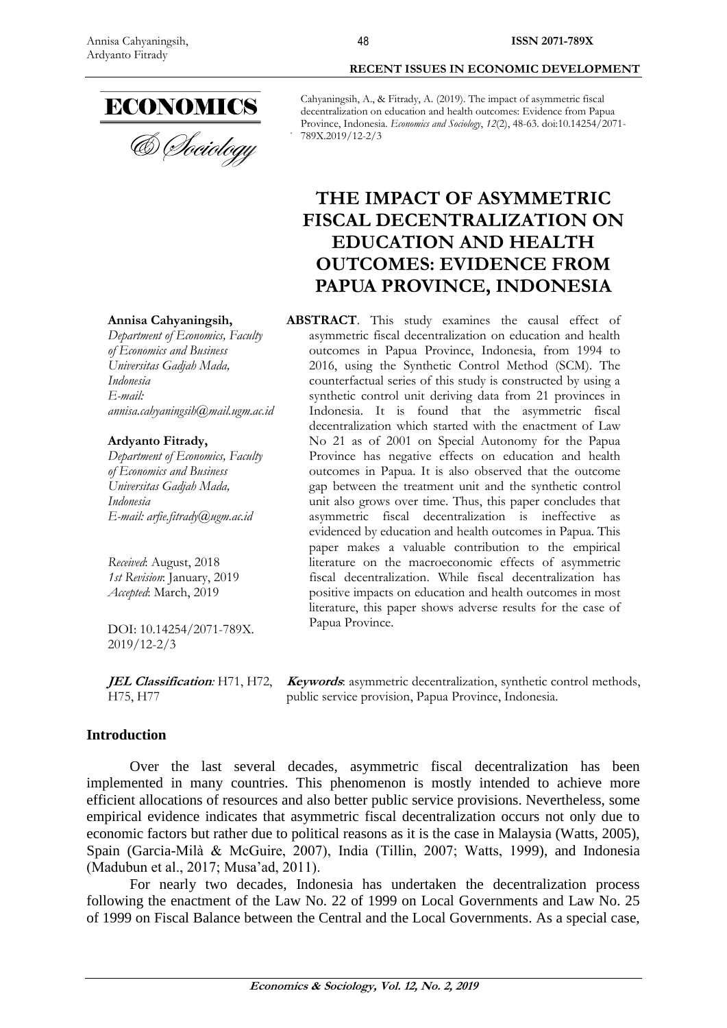Cahyaningsih, A., & Fitrady, A. (2019). The impact of asymmetric fiscal decentralization on education and health outcomes: Evidence from Papua Province, Indonesia. *Economics and Sociology*, *12*(2), 48-63. doi:10.14254/2071-789X.2019/12-2/3

# THE IMPACT OF ASYMMETRIC FISCAL DECENTRALIZATION ON EDUCATION AND HEALTH OUTCOMES: EVIDENCE FROM PAPUA PROVINCE, INDONESIA

**Annisa Cahyaningsih,**
*Department of Economics, Faculty of Economics and Business Universitas Gadjah Mada, Indonesia*
*E-mail: annisa.cahyaningsih@mail.ugm.ac.id*

**Ardyanto Fitrady,**
*Department of Economics, Faculty of Economics and Business Universitas Gadjah Mada, Indonesia*
*E-mail: arfie.fitrady@ugm.ac.id*

*Received*: August, 2018
*1st Revision*: January, 2019
*Accepted*: March, 2019

DOI: 10.14254/2071-789X.2019/12-2/3

***JEL Classification**:* H71, H72, H75, H77

**ABSTRACT**. This study examines the causal effect of asymmetric fiscal decentralization on education and health outcomes in Papua Province, Indonesia, from 1994 to 2016, using the Synthetic Control Method (SCM). The counterfactual series of this study is constructed by using a synthetic control unit deriving data from 21 provinces in Indonesia. It is found that the asymmetric fiscal decentralization which started with the enactment of Law No 21 as of 2001 on Special Autonomy for the Papua Province has negative effects on education and health outcomes in Papua. It is also observed that the outcome gap between the treatment unit and the synthetic control unit also grows over time. Thus, this paper concludes that asymmetric fiscal decentralization is ineffective as evidenced by education and health outcomes in Papua. This paper makes a valuable contribution to the empirical literature on the macroeconomic effects of asymmetric fiscal decentralization. While fiscal decentralization has positive impacts on education and health outcomes in most literature, this paper shows adverse results for the case of Papua Province.

***Keywords***: asymmetric decentralization, synthetic control methods, public service provision, Papua Province, Indonesia.

## Introduction

Over the last several decades, asymmetric fiscal decentralization has been implemented in many countries. This phenomenon is mostly intended to achieve more efficient allocations of resources and also better public service provisions. Nevertheless, some empirical evidence indicates that asymmetric fiscal decentralization occurs not only due to economic factors but rather due to political reasons as it is the case in Malaysia (Watts, 2005), Spain (Garcia-Milà & McGuire, 2007), India (Tillin, 2007; Watts, 1999), and Indonesia (Madubun et al., 2017; Musa'ad, 2011).

For nearly two decades, Indonesia has undertaken the decentralization process following the enactment of the Law No. 22 of 1999 on Local Governments and Law No. 25 of 1999 on Fiscal Balance between the Central and the Local Governments. As a special case,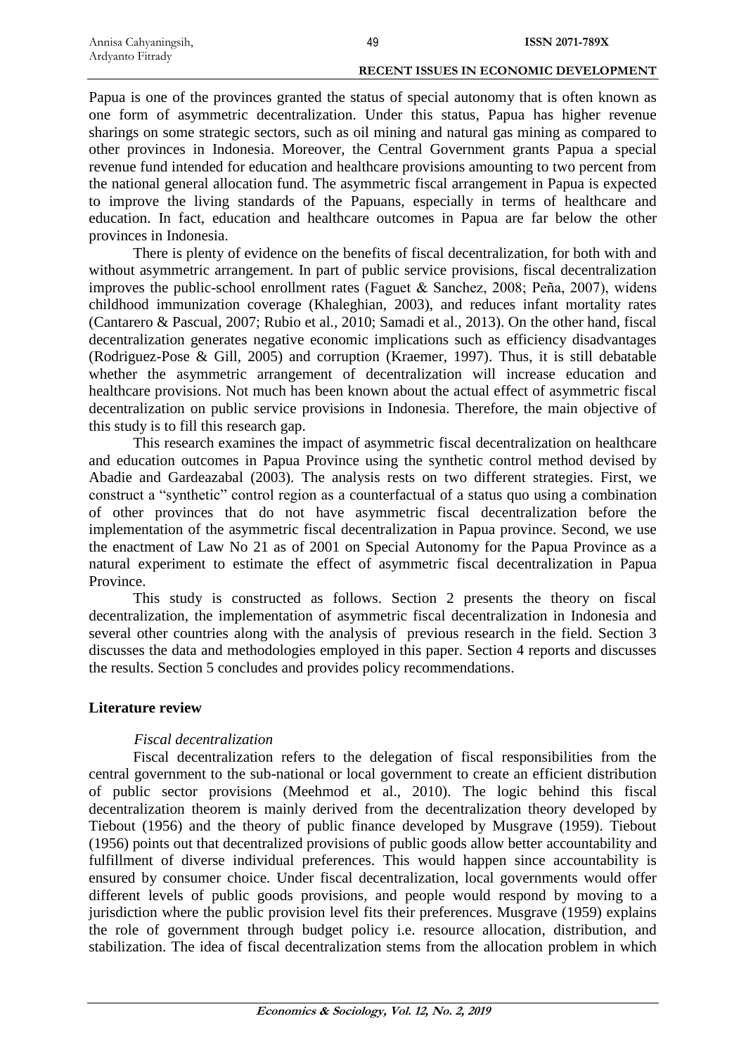Papua is one of the provinces granted the status of special autonomy that is often known as one form of asymmetric decentralization. Under this status, Papua has higher revenue sharings on some strategic sectors, such as oil mining and natural gas mining as compared to other provinces in Indonesia. Moreover, the Central Government grants Papua a special revenue fund intended for education and healthcare provisions amounting to two percent from the national general allocation fund. The asymmetric fiscal arrangement in Papua is expected to improve the living standards of the Papuans, especially in terms of healthcare and education. In fact, education and healthcare outcomes in Papua are far below the other provinces in Indonesia.

There is plenty of evidence on the benefits of fiscal decentralization, for both with and without asymmetric arrangement. In part of public service provisions, fiscal decentralization improves the public-school enrollment rates (Faguet & Sanchez, 2008; Peña, 2007), widens childhood immunization coverage (Khaleghian, 2003), and reduces infant mortality rates (Cantarero & Pascual, 2007; Rubio et al., 2010; Samadi et al., 2013). On the other hand, fiscal decentralization generates negative economic implications such as efficiency disadvantages (Rodriguez-Pose & Gill, 2005) and corruption (Kraemer, 1997). Thus, it is still debatable whether the asymmetric arrangement of decentralization will increase education and healthcare provisions. Not much has been known about the actual effect of asymmetric fiscal decentralization on public service provisions in Indonesia. Therefore, the main objective of this study is to fill this research gap.

This research examines the impact of asymmetric fiscal decentralization on healthcare and education outcomes in Papua Province using the synthetic control method devised by Abadie and Gardeazabal (2003). The analysis rests on two different strategies. First, we construct a "synthetic" control region as a counterfactual of a status quo using a combination of other provinces that do not have asymmetric fiscal decentralization before the implementation of the asymmetric fiscal decentralization in Papua province. Second, we use the enactment of Law No 21 as of 2001 on Special Autonomy for the Papua Province as a natural experiment to estimate the effect of asymmetric fiscal decentralization in Papua Province.

This study is constructed as follows. Section 2 presents the theory on fiscal decentralization, the implementation of asymmetric fiscal decentralization in Indonesia and several other countries along with the analysis of previous research in the field. Section 3 discusses the data and methodologies employed in this paper. Section 4 reports and discusses the results. Section 5 concludes and provides policy recommendations.

## Literature review

### *Fiscal decentralization*

Fiscal decentralization refers to the delegation of fiscal responsibilities from the central government to the sub-national or local government to create an efficient distribution of public sector provisions (Meehmod et al., 2010). The logic behind this fiscal decentralization theorem is mainly derived from the decentralization theory developed by Tiebout (1956) and the theory of public finance developed by Musgrave (1959). Tiebout (1956) points out that decentralized provisions of public goods allow better accountability and fulfillment of diverse individual preferences. This would happen since accountability is ensured by consumer choice. Under fiscal decentralization, local governments would offer different levels of public goods provisions, and people would respond by moving to a jurisdiction where the public provision level fits their preferences. Musgrave (1959) explains the role of government through budget policy i.e. resource allocation, distribution, and stabilization. The idea of fiscal decentralization stems from the allocation problem in which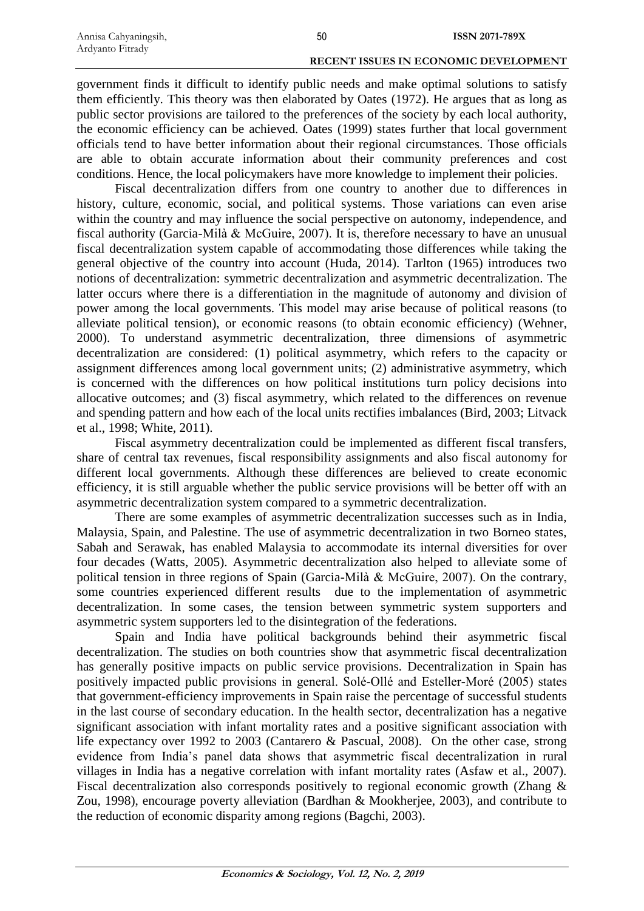government finds it difficult to identify public needs and make optimal solutions to satisfy them efficiently. This theory was then elaborated by Oates (1972). He argues that as long as public sector provisions are tailored to the preferences of the society by each local authority, the economic efficiency can be achieved. Oates (1999) states further that local government officials tend to have better information about their regional circumstances. Those officials are able to obtain accurate information about their community preferences and cost conditions. Hence, the local policymakers have more knowledge to implement their policies.

Fiscal decentralization differs from one country to another due to differences in history, culture, economic, social, and political systems. Those variations can even arise within the country and may influence the social perspective on autonomy, independence, and fiscal authority (Garcia-Milà & McGuire, 2007). It is, therefore necessary to have an unusual fiscal decentralization system capable of accommodating those differences while taking the general objective of the country into account (Huda, 2014). Tarlton (1965) introduces two notions of decentralization: symmetric decentralization and asymmetric decentralization. The latter occurs where there is a differentiation in the magnitude of autonomy and division of power among the local governments. This model may arise because of political reasons (to alleviate political tension), or economic reasons (to obtain economic efficiency) (Wehner, 2000). To understand asymmetric decentralization, three dimensions of asymmetric decentralization are considered: (1) political asymmetry, which refers to the capacity or assignment differences among local government units; (2) administrative asymmetry, which is concerned with the differences on how political institutions turn policy decisions into allocative outcomes; and (3) fiscal asymmetry, which related to the differences on revenue and spending pattern and how each of the local units rectifies imbalances (Bird, 2003; Litvack et al., 1998; White, 2011).

Fiscal asymmetry decentralization could be implemented as different fiscal transfers, share of central tax revenues, fiscal responsibility assignments and also fiscal autonomy for different local governments. Although these differences are believed to create economic efficiency, it is still arguable whether the public service provisions will be better off with an asymmetric decentralization system compared to a symmetric decentralization.

There are some examples of asymmetric decentralization successes such as in India, Malaysia, Spain, and Palestine. The use of asymmetric decentralization in two Borneo states, Sabah and Serawak, has enabled Malaysia to accommodate its internal diversities for over four decades (Watts, 2005). Asymmetric decentralization also helped to alleviate some of political tension in three regions of Spain (Garcia-Milà & McGuire, 2007). On the contrary, some countries experienced different results due to the implementation of asymmetric decentralization. In some cases, the tension between symmetric system supporters and asymmetric system supporters led to the disintegration of the federations.

Spain and India have political backgrounds behind their asymmetric fiscal decentralization. The studies on both countries show that asymmetric fiscal decentralization has generally positive impacts on public service provisions. Decentralization in Spain has positively impacted public provisions in general. Solé-Ollé and Esteller-Moré (2005) states that government-efficiency improvements in Spain raise the percentage of successful students in the last course of secondary education. In the health sector, decentralization has a negative significant association with infant mortality rates and a positive significant association with life expectancy over 1992 to 2003 (Cantarero & Pascual, 2008). On the other case, strong evidence from India's panel data shows that asymmetric fiscal decentralization in rural villages in India has a negative correlation with infant mortality rates (Asfaw et al., 2007). Fiscal decentralization also corresponds positively to regional economic growth (Zhang & Zou, 1998), encourage poverty alleviation (Bardhan & Mookherjee, 2003), and contribute to the reduction of economic disparity among regions (Bagchi, 2003).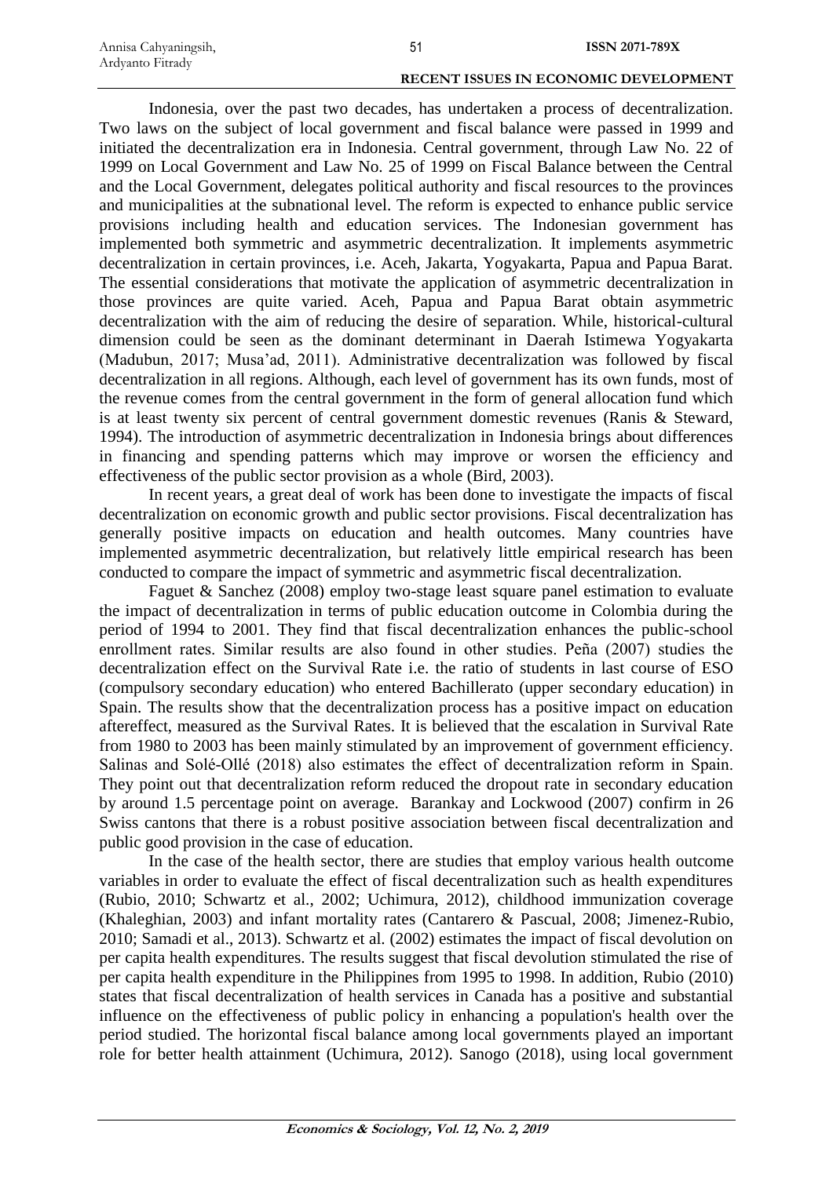Indonesia, over the past two decades, has undertaken a process of decentralization. Two laws on the subject of local government and fiscal balance were passed in 1999 and initiated the decentralization era in Indonesia. Central government, through Law No. 22 of 1999 on Local Government and Law No. 25 of 1999 on Fiscal Balance between the Central and the Local Government, delegates political authority and fiscal resources to the provinces and municipalities at the subnational level. The reform is expected to enhance public service provisions including health and education services. The Indonesian government has implemented both symmetric and asymmetric decentralization. It implements asymmetric decentralization in certain provinces, i.e. Aceh, Jakarta, Yogyakarta, Papua and Papua Barat. The essential considerations that motivate the application of asymmetric decentralization in those provinces are quite varied. Aceh, Papua and Papua Barat obtain asymmetric decentralization with the aim of reducing the desire of separation. While, historical-cultural dimension could be seen as the dominant determinant in Daerah Istimewa Yogyakarta (Madubun, 2017; Musa'ad, 2011). Administrative decentralization was followed by fiscal decentralization in all regions. Although, each level of government has its own funds, most of the revenue comes from the central government in the form of general allocation fund which is at least twenty six percent of central government domestic revenues (Ranis & Steward, 1994). The introduction of asymmetric decentralization in Indonesia brings about differences in financing and spending patterns which may improve or worsen the efficiency and effectiveness of the public sector provision as a whole (Bird, 2003).

In recent years, a great deal of work has been done to investigate the impacts of fiscal decentralization on economic growth and public sector provisions. Fiscal decentralization has generally positive impacts on education and health outcomes. Many countries have implemented asymmetric decentralization, but relatively little empirical research has been conducted to compare the impact of symmetric and asymmetric fiscal decentralization.

Faguet & Sanchez (2008) employ two-stage least square panel estimation to evaluate the impact of decentralization in terms of public education outcome in Colombia during the period of 1994 to 2001. They find that fiscal decentralization enhances the public-school enrollment rates. Similar results are also found in other studies. Peña (2007) studies the decentralization effect on the Survival Rate i.e. the ratio of students in last course of ESO (compulsory secondary education) who entered Bachillerato (upper secondary education) in Spain. The results show that the decentralization process has a positive impact on education aftereffect, measured as the Survival Rates. It is believed that the escalation in Survival Rate from 1980 to 2003 has been mainly stimulated by an improvement of government efficiency. Salinas and Solé-Ollé (2018) also estimates the effect of decentralization reform in Spain. They point out that decentralization reform reduced the dropout rate in secondary education by around 1.5 percentage point on average. Barankay and Lockwood (2007) confirm in 26 Swiss cantons that there is a robust positive association between fiscal decentralization and public good provision in the case of education.

In the case of the health sector, there are studies that employ various health outcome variables in order to evaluate the effect of fiscal decentralization such as health expenditures (Rubio, 2010; Schwartz et al., 2002; Uchimura, 2012), childhood immunization coverage (Khaleghian, 2003) and infant mortality rates (Cantarero & Pascual, 2008; Jimenez-Rubio, 2010; Samadi et al., 2013). Schwartz et al. (2002) estimates the impact of fiscal devolution on per capita health expenditures. The results suggest that fiscal devolution stimulated the rise of per capita health expenditure in the Philippines from 1995 to 1998. In addition, Rubio (2010) states that fiscal decentralization of health services in Canada has a positive and substantial influence on the effectiveness of public policy in enhancing a population's health over the period studied. The horizontal fiscal balance among local governments played an important role for better health attainment (Uchimura, 2012). Sanogo (2018), using local government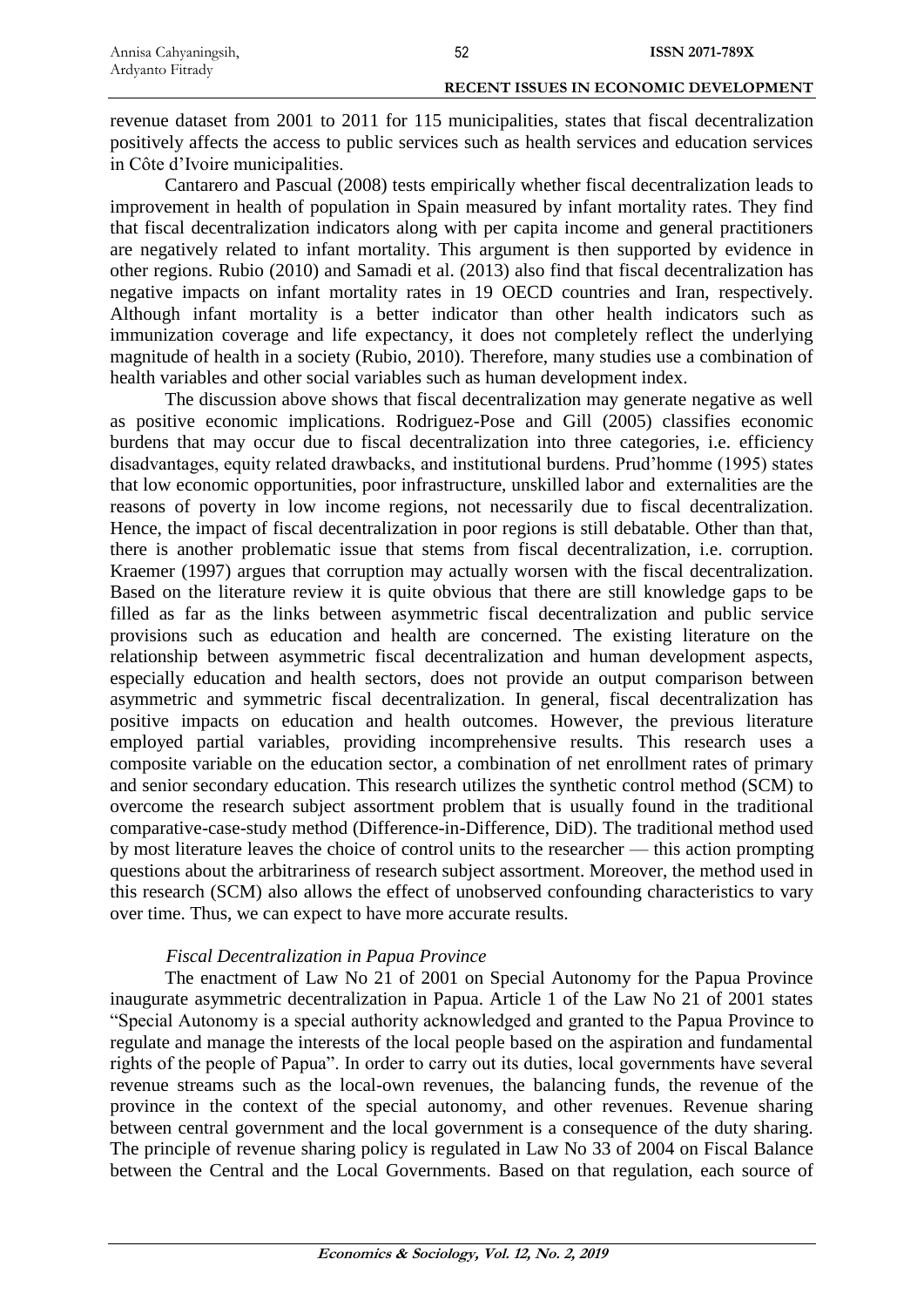revenue dataset from 2001 to 2011 for 115 municipalities, states that fiscal decentralization positively affects the access to public services such as health services and education services in Côte d'Ivoire municipalities.

Cantarero and Pascual (2008) tests empirically whether fiscal decentralization leads to improvement in health of population in Spain measured by infant mortality rates. They find that fiscal decentralization indicators along with per capita income and general practitioners are negatively related to infant mortality. This argument is then supported by evidence in other regions. Rubio (2010) and Samadi et al. (2013) also find that fiscal decentralization has negative impacts on infant mortality rates in 19 OECD countries and Iran, respectively. Although infant mortality is a better indicator than other health indicators such as immunization coverage and life expectancy, it does not completely reflect the underlying magnitude of health in a society (Rubio, 2010). Therefore, many studies use a combination of health variables and other social variables such as human development index.

The discussion above shows that fiscal decentralization may generate negative as well as positive economic implications. Rodriguez-Pose and Gill (2005) classifies economic burdens that may occur due to fiscal decentralization into three categories, i.e. efficiency disadvantages, equity related drawbacks, and institutional burdens. Prud'homme (1995) states that low economic opportunities, poor infrastructure, unskilled labor and externalities are the reasons of poverty in low income regions, not necessarily due to fiscal decentralization. Hence, the impact of fiscal decentralization in poor regions is still debatable. Other than that, there is another problematic issue that stems from fiscal decentralization, i.e. corruption. Kraemer (1997) argues that corruption may actually worsen with the fiscal decentralization. Based on the literature review it is quite obvious that there are still knowledge gaps to be filled as far as the links between asymmetric fiscal decentralization and public service provisions such as education and health are concerned. The existing literature on the relationship between asymmetric fiscal decentralization and human development aspects, especially education and health sectors, does not provide an output comparison between asymmetric and symmetric fiscal decentralization. In general, fiscal decentralization has positive impacts on education and health outcomes. However, the previous literature employed partial variables, providing incomprehensive results. This research uses a composite variable on the education sector, a combination of net enrollment rates of primary and senior secondary education. This research utilizes the synthetic control method (SCM) to overcome the research subject assortment problem that is usually found in the traditional comparative-case-study method (Difference-in-Difference, DiD). The traditional method used by most literature leaves the choice of control units to the researcher — this action prompting questions about the arbitrariness of research subject assortment. Moreover, the method used in this research (SCM) also allows the effect of unobserved confounding characteristics to vary over time. Thus, we can expect to have more accurate results.

### *Fiscal Decentralization in Papua Province*

The enactment of Law No 21 of 2001 on Special Autonomy for the Papua Province inaugurate asymmetric decentralization in Papua. Article 1 of the Law No 21 of 2001 states "Special Autonomy is a special authority acknowledged and granted to the Papua Province to regulate and manage the interests of the local people based on the aspiration and fundamental rights of the people of Papua". In order to carry out its duties, local governments have several revenue streams such as the local-own revenues, the balancing funds, the revenue of the province in the context of the special autonomy, and other revenues. Revenue sharing between central government and the local government is a consequence of the duty sharing. The principle of revenue sharing policy is regulated in Law No 33 of 2004 on Fiscal Balance between the Central and the Local Governments. Based on that regulation, each source of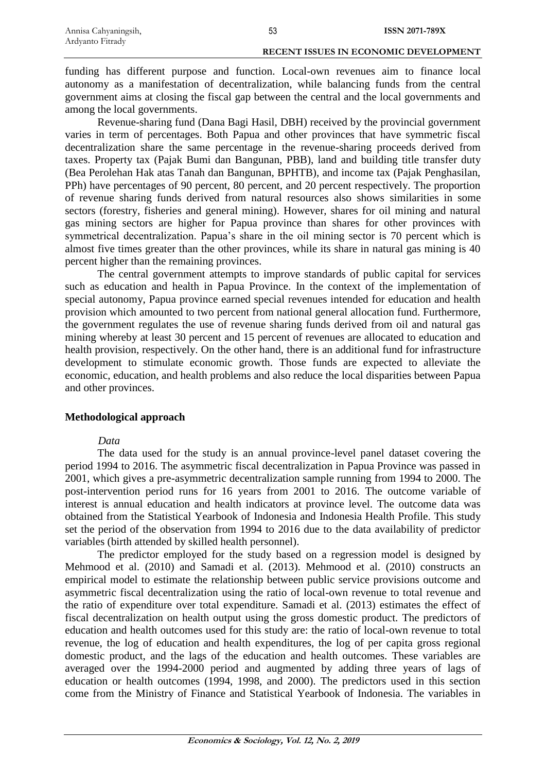funding has different purpose and function. Local-own revenues aim to finance local autonomy as a manifestation of decentralization, while balancing funds from the central government aims at closing the fiscal gap between the central and the local governments and among the local governments.

Revenue-sharing fund (Dana Bagi Hasil, DBH) received by the provincial government varies in term of percentages. Both Papua and other provinces that have symmetric fiscal decentralization share the same percentage in the revenue-sharing proceeds derived from taxes. Property tax (Pajak Bumi dan Bangunan, PBB), land and building title transfer duty (Bea Perolehan Hak atas Tanah dan Bangunan, BPHTB), and income tax (Pajak Penghasilan, PPh) have percentages of 90 percent, 80 percent, and 20 percent respectively. The proportion of revenue sharing funds derived from natural resources also shows similarities in some sectors (forestry, fisheries and general mining). However, shares for oil mining and natural gas mining sectors are higher for Papua province than shares for other provinces with symmetrical decentralization. Papua's share in the oil mining sector is 70 percent which is almost five times greater than the other provinces, while its share in natural gas mining is 40 percent higher than the remaining provinces.

The central government attempts to improve standards of public capital for services such as education and health in Papua Province. In the context of the implementation of special autonomy, Papua province earned special revenues intended for education and health provision which amounted to two percent from national general allocation fund. Furthermore, the government regulates the use of revenue sharing funds derived from oil and natural gas mining whereby at least 30 percent and 15 percent of revenues are allocated to education and health provision, respectively. On the other hand, there is an additional fund for infrastructure development to stimulate economic growth. Those funds are expected to alleviate the economic, education, and health problems and also reduce the local disparities between Papua and other provinces.

## Methodological approach

*Data*

The data used for the study is an annual province-level panel dataset covering the period 1994 to 2016. The asymmetric fiscal decentralization in Papua Province was passed in 2001, which gives a pre-asymmetric decentralization sample running from 1994 to 2000. The post-intervention period runs for 16 years from 2001 to 2016. The outcome variable of interest is annual education and health indicators at province level. The outcome data was obtained from the Statistical Yearbook of Indonesia and Indonesia Health Profile. This study set the period of the observation from 1994 to 2016 due to the data availability of predictor variables (birth attended by skilled health personnel).

The predictor employed for the study based on a regression model is designed by Mehmood et al. (2010) and Samadi et al. (2013). Mehmood et al. (2010) constructs an empirical model to estimate the relationship between public service provisions outcome and asymmetric fiscal decentralization using the ratio of local-own revenue to total revenue and the ratio of expenditure over total expenditure. Samadi et al. (2013) estimates the effect of fiscal decentralization on health output using the gross domestic product. The predictors of education and health outcomes used for this study are: the ratio of local-own revenue to total revenue, the log of education and health expenditures, the log of per capita gross regional domestic product, and the lags of the education and health outcomes. These variables are averaged over the 1994-2000 period and augmented by adding three years of lags of education or health outcomes (1994, 1998, and 2000). The predictors used in this section come from the Ministry of Finance and Statistical Yearbook of Indonesia. The variables in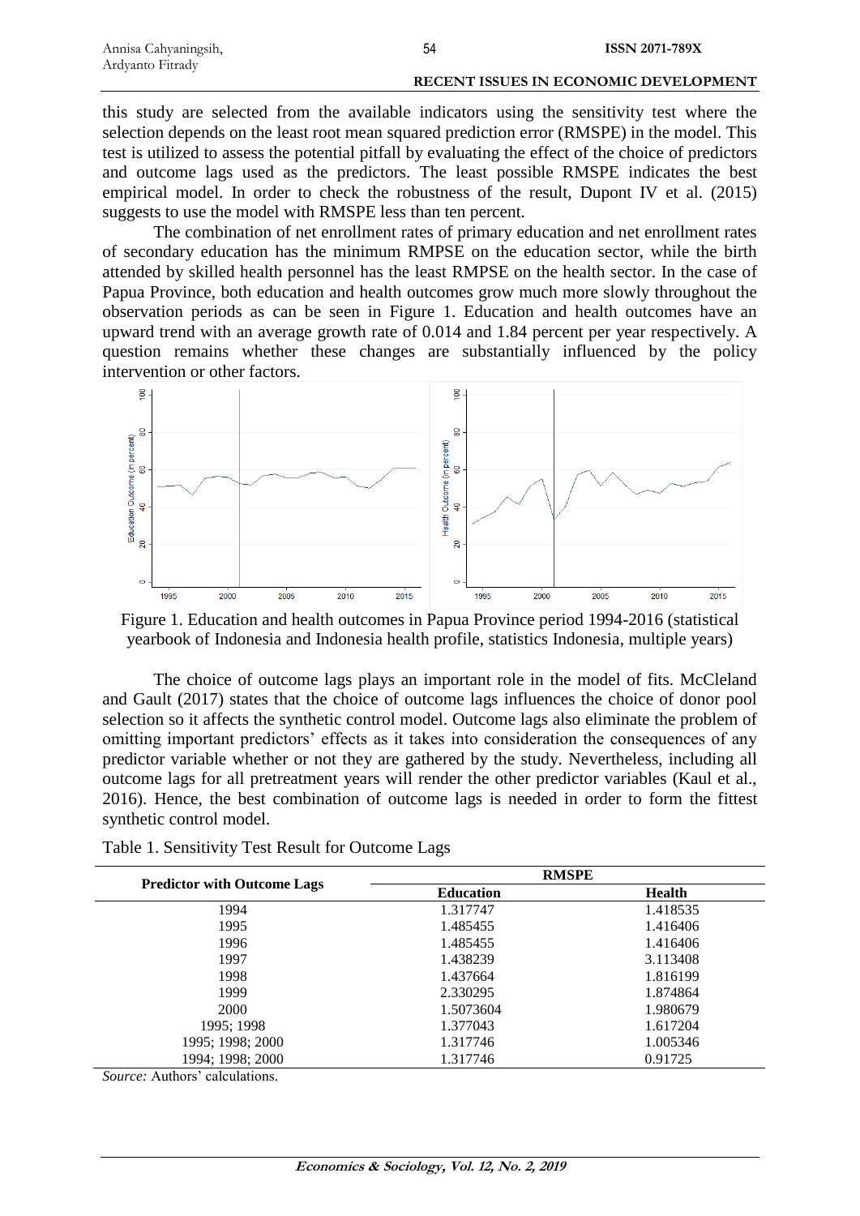this study are selected from the available indicators using the sensitivity test where the selection depends on the least root mean squared prediction error (RMSPE) in the model. This test is utilized to assess the potential pitfall by evaluating the effect of the choice of predictors and outcome lags used as the predictors. The least possible RMSPE indicates the best empirical model. In order to check the robustness of the result, Dupont IV et al. (2015) suggests to use the model with RMSPE less than ten percent.

The combination of net enrollment rates of primary education and net enrollment rates of secondary education has the minimum RMPSE on the education sector, while the birth attended by skilled health personnel has the least RMPSE on the health sector. In the case of Papua Province, both education and health outcomes grow much more slowly throughout the observation periods as can be seen in Figure 1. Education and health outcomes have an upward trend with an average growth rate of 0.014 and 1.84 percent per year respectively. A question remains whether these changes are substantially influenced by the policy intervention or other factors.

Figure 1. Education and health outcomes in Papua Province period 1994-2016 (statistical yearbook of Indonesia and Indonesia health profile, statistics Indonesia, multiple years)

The choice of outcome lags plays an important role in the model of fits. McCleland and Gault (2017) states that the choice of outcome lags influences the choice of donor pool selection so it affects the synthetic control model. Outcome lags also eliminate the problem of omitting important predictors' effects as it takes into consideration the consequences of any predictor variable whether or not they are gathered by the study. Nevertheless, including all outcome lags for all pretreatment years will render the other predictor variables (Kaul et al., 2016). Hence, the best combination of outcome lags is needed in order to form the fittest synthetic control model.

Table 1. Sensitivity Test Result for Outcome Lags

| Predictor with Outcome Lags | RMSPE | |
|---|---|---|
| | **Education** | **Health** |
| 1994 | 1.317747 | 1.418535 |
| 1995 | 1.485455 | 1.416406 |
| 1996 | 1.485455 | 1.416406 |
| 1997 | 1.438239 | 3.113408 |
| 1998 | 1.437664 | 1.816199 |
| 1999 | 2.330295 | 1.874864 |
| 2000 | 1.5073604 | 1.980679 |
| 1995; 1998 | 1.377043 | 1.617204 |
| 1995; 1998; 2000 | 1.317746 | 1.005346 |
| 1994; 1998; 2000 | 1.317746 | 0.91725 |

*Source:* Authors' calculations.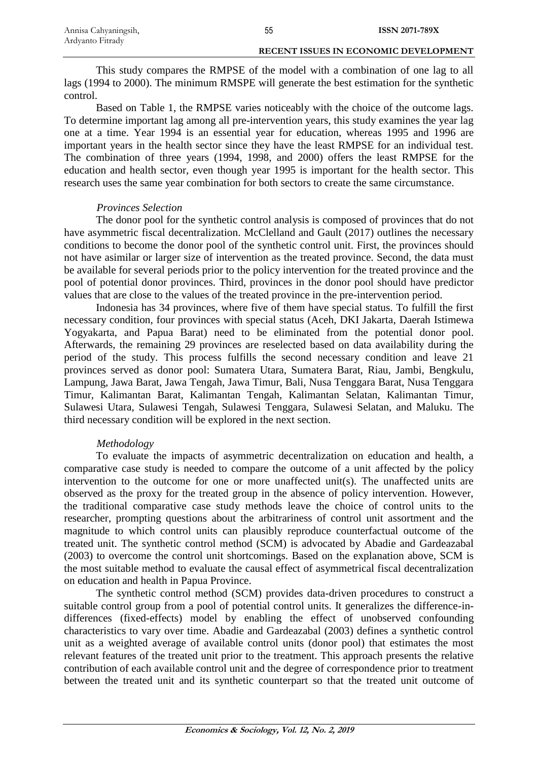This study compares the RMPSE of the model with a combination of one lag to all lags (1994 to 2000). The minimum RMSPE will generate the best estimation for the synthetic control.

Based on Table 1, the RMPSE varies noticeably with the choice of the outcome lags. To determine important lag among all pre-intervention years, this study examines the year lag one at a time. Year 1994 is an essential year for education, whereas 1995 and 1996 are important years in the health sector since they have the least RMPSE for an individual test. The combination of three years (1994, 1998, and 2000) offers the least RMPSE for the education and health sector, even though year 1995 is important for the health sector. This research uses the same year combination for both sectors to create the same circumstance.

*Provinces Selection*

The donor pool for the synthetic control analysis is composed of provinces that do not have asymmetric fiscal decentralization. McClelland and Gault (2017) outlines the necessary conditions to become the donor pool of the synthetic control unit. First, the provinces should not have asimilar or larger size of intervention as the treated province. Second, the data must be available for several periods prior to the policy intervention for the treated province and the pool of potential donor provinces. Third, provinces in the donor pool should have predictor values that are close to the values of the treated province in the pre-intervention period.

Indonesia has 34 provinces, where five of them have special status. To fulfill the first necessary condition, four provinces with special status (Aceh, DKI Jakarta, Daerah Istimewa Yogyakarta, and Papua Barat) need to be eliminated from the potential donor pool. Afterwards, the remaining 29 provinces are reselected based on data availability during the period of the study. This process fulfills the second necessary condition and leave 21 provinces served as donor pool: Sumatera Utara, Sumatera Barat, Riau, Jambi, Bengkulu, Lampung, Jawa Barat, Jawa Tengah, Jawa Timur, Bali, Nusa Tenggara Barat, Nusa Tenggara Timur, Kalimantan Barat, Kalimantan Tengah, Kalimantan Selatan, Kalimantan Timur, Sulawesi Utara, Sulawesi Tengah, Sulawesi Tenggara, Sulawesi Selatan, and Maluku. The third necessary condition will be explored in the next section.

*Methodology*

To evaluate the impacts of asymmetric decentralization on education and health, a comparative case study is needed to compare the outcome of a unit affected by the policy intervention to the outcome for one or more unaffected unit(s). The unaffected units are observed as the proxy for the treated group in the absence of policy intervention. However, the traditional comparative case study methods leave the choice of control units to the researcher, prompting questions about the arbitrariness of control unit assortment and the magnitude to which control units can plausibly reproduce counterfactual outcome of the treated unit. The synthetic control method (SCM) is advocated by Abadie and Gardeazabal (2003) to overcome the control unit shortcomings. Based on the explanation above, SCM is the most suitable method to evaluate the causal effect of asymmetrical fiscal decentralization on education and health in Papua Province.

The synthetic control method (SCM) provides data-driven procedures to construct a suitable control group from a pool of potential control units. It generalizes the difference-in-differences (fixed-effects) model by enabling the effect of unobserved confounding characteristics to vary over time. Abadie and Gardeazabal (2003) defines a synthetic control unit as a weighted average of available control units (donor pool) that estimates the most relevant features of the treated unit prior to the treatment. This approach presents the relative contribution of each available control unit and the degree of correspondence prior to treatment between the treated unit and its synthetic counterpart so that the treated unit outcome of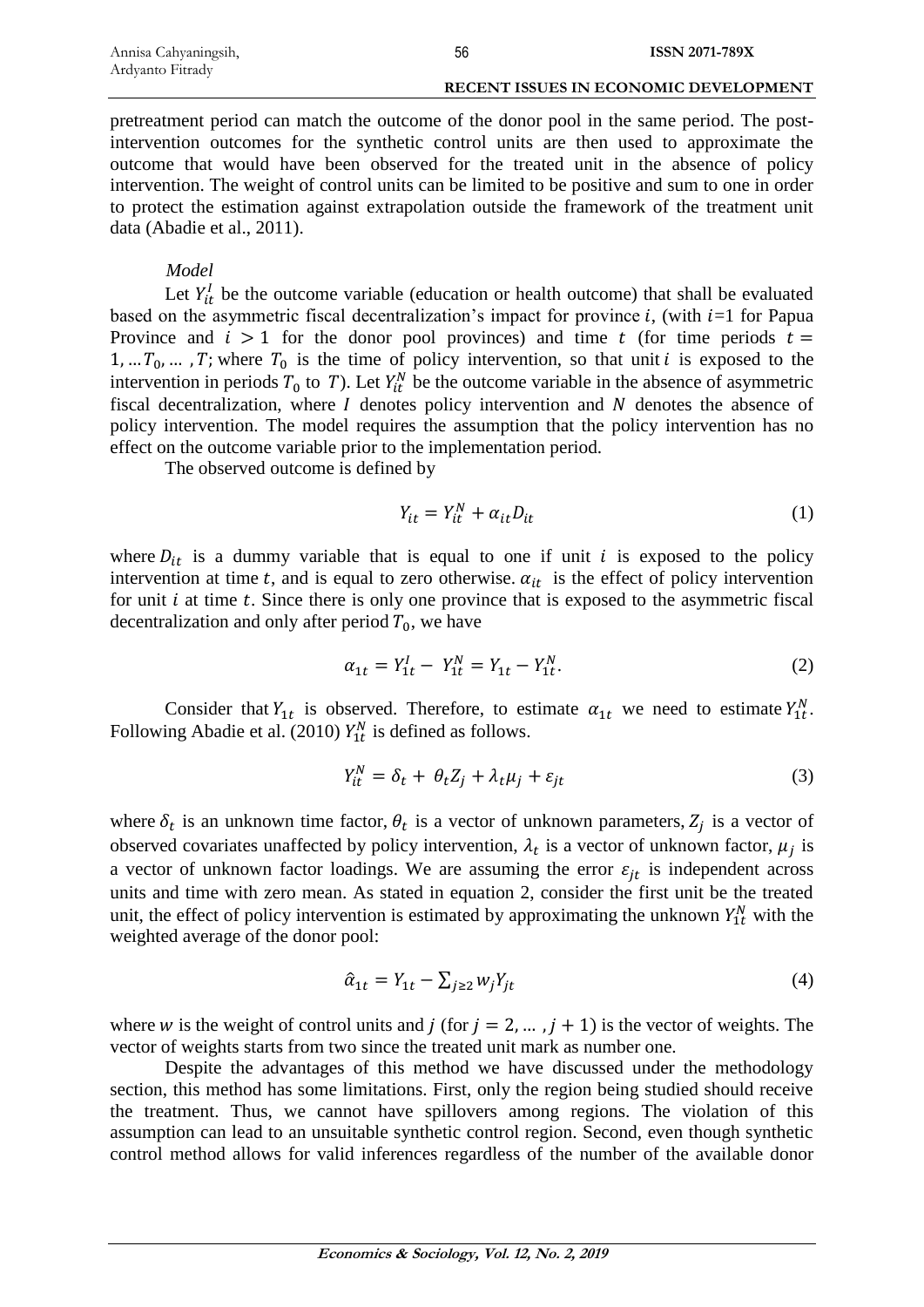pretreatment period can match the outcome of the donor pool in the same period. The post-intervention outcomes for the synthetic control units are then used to approximate the outcome that would have been observed for the treated unit in the absence of policy intervention. The weight of control units can be limited to be positive and sum to one in order to protect the estimation against extrapolation outside the framework of the treatment unit data (Abadie et al., 2011).

*Model*

Let $Y_{it}^{I}$ be the outcome variable (education or health outcome) that shall be evaluated based on the asymmetric fiscal decentralization's impact for province $i$, (with $i$=1 for Papua Province and $i > 1$ for the donor pool provinces) and time $t$ (for time periods $t = 1, \dots T_0, \dots, T$; where $T_0$ is the time of policy intervention, so that unit $i$ is exposed to the intervention in periods $T_0$ to $T$). Let $Y_{it}^{N}$ be the outcome variable in the absence of asymmetric fiscal decentralization, where $I$ denotes policy intervention and $N$ denotes the absence of policy intervention. The model requires the assumption that the policy intervention has no effect on the outcome variable prior to the implementation period.

The observed outcome is defined by

$$Y_{it} = Y_{it}^{N} + \alpha_{it} D_{it} \tag{1}$$

where $D_{it}$ is a dummy variable that is equal to one if unit $i$ is exposed to the policy intervention at time $t$, and is equal to zero otherwise. $\alpha_{it}$ is the effect of policy intervention for unit $i$ at time $t$. Since there is only one province that is exposed to the asymmetric fiscal decentralization and only after period $T_0$, we have

$$\alpha_{1t} = Y_{1t}^{I} - Y_{1t}^{N} = Y_{1t} - Y_{1t}^{N}. \tag{2}$$

Consider that $Y_{1t}$ is observed. Therefore, to estimate $\alpha_{1t}$ we need to estimate $Y_{1t}^{N}$. Following Abadie et al. (2010) $Y_{1t}^{N}$ is defined as follows.

$$Y_{it}^{N} = \delta_t + \theta_t Z_j + \lambda_t \mu_j + \varepsilon_{jt} \tag{3}$$

where $\delta_t$ is an unknown time factor, $\theta_t$ is a vector of unknown parameters, $Z_j$ is a vector of observed covariates unaffected by policy intervention, $\lambda_t$ is a vector of unknown factor, $\mu_j$ is a vector of unknown factor loadings. We are assuming the error $\varepsilon_{jt}$ is independent across units and time with zero mean. As stated in equation 2, consider the first unit be the treated unit, the effect of policy intervention is estimated by approximating the unknown $Y_{1t}^{N}$ with the weighted average of the donor pool:

$$\hat{\alpha}_{1t} = Y_{1t} - \textstyle\sum_{j \geq 2} w_j Y_{jt} \tag{4}$$

where $w$ is the weight of control units and $j$ (for $j = 2, \dots, j + 1$) is the vector of weights. The vector of weights starts from two since the treated unit mark as number one.

Despite the advantages of this method we have discussed under the methodology section, this method has some limitations. First, only the region being studied should receive the treatment. Thus, we cannot have spillovers among regions. The violation of this assumption can lead to an unsuitable synthetic control region. Second, even though synthetic control method allows for valid inferences regardless of the number of the available donor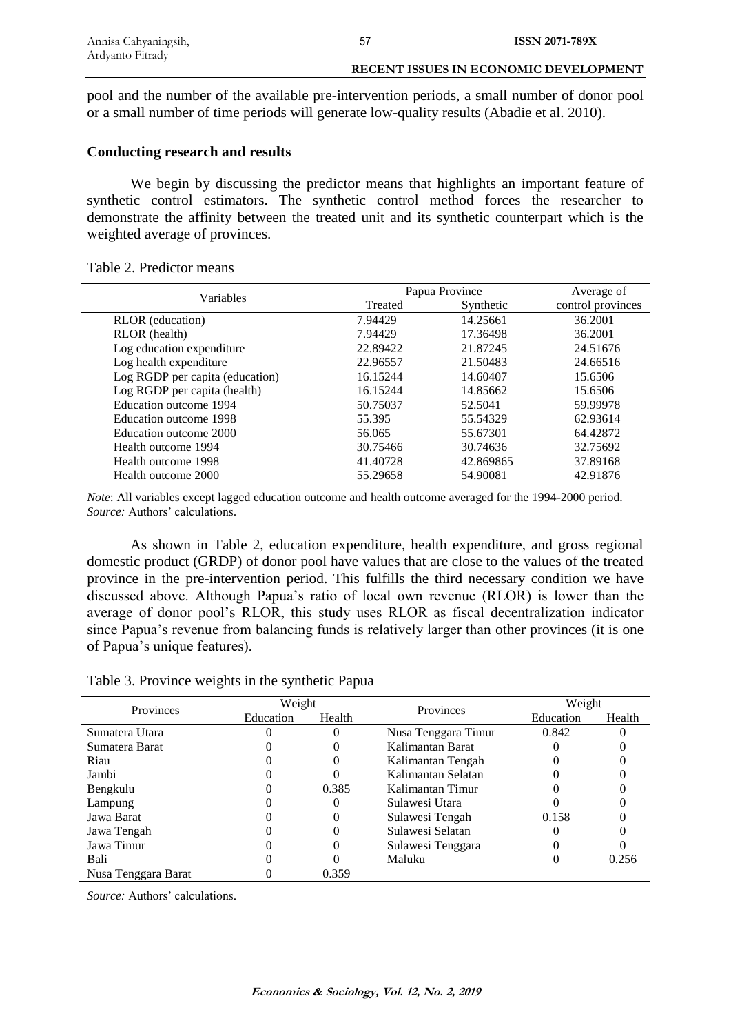pool and the number of the available pre-intervention periods, a small number of donor pool or a small number of time periods will generate low-quality results (Abadie et al. 2010).

**Conducting research and results**

We begin by discussing the predictor means that highlights an important feature of synthetic control estimators. The synthetic control method forces the researcher to demonstrate the affinity between the treated unit and its synthetic counterpart which is the weighted average of provinces.

Table 2. Predictor means

| Variables | Papua Province | | Average of |
|---|---|---|---|
| | Treated | Synthetic | control provinces |
| RLOR (education) | 7.94429 | 14.25661 | 36.2001 |
| RLOR (health) | 7.94429 | 17.36498 | 36.2001 |
| Log education expenditure | 22.89422 | 21.87245 | 24.51676 |
| Log health expenditure | 22.96557 | 21.50483 | 24.66516 |
| Log RGDP per capita (education) | 16.15244 | 14.60407 | 15.6506 |
| Log RGDP per capita (health) | 16.15244 | 14.85662 | 15.6506 |
| Education outcome 1994 | 50.75037 | 52.5041 | 59.99978 |
| Education outcome 1998 | 55.395 | 55.54329 | 62.93614 |
| Education outcome 2000 | 56.065 | 55.67301 | 64.42872 |
| Health outcome 1994 | 30.75466 | 30.74636 | 32.75692 |
| Health outcome 1998 | 41.40728 | 42.869865 | 37.89168 |
| Health outcome 2000 | 55.29658 | 54.90081 | 42.91876 |

*Note*: All variables except lagged education outcome and health outcome averaged for the 1994-2000 period.
*Source:* Authors' calculations.

As shown in Table 2, education expenditure, health expenditure, and gross regional domestic product (GRDP) of donor pool have values that are close to the values of the treated province in the pre-intervention period. This fulfills the third necessary condition we have discussed above. Although Papua's ratio of local own revenue (RLOR) is lower than the average of donor pool's RLOR, this study uses RLOR as fiscal decentralization indicator since Papua's revenue from balancing funds is relatively larger than other provinces (it is one of Papua's unique features).

Table 3. Province weights in the synthetic Papua

| Provinces | Weight | | Provinces | Weight | |
|---|---|---|---|---|---|
| | Education | Health | | Education | Health |
| Sumatera Utara | 0 | 0 | Nusa Tenggara Timur | 0.842 | 0 |
| Sumatera Barat | 0 | 0 | Kalimantan Barat | 0 | 0 |
| Riau | 0 | 0 | Kalimantan Tengah | 0 | 0 |
| Jambi | 0 | 0 | Kalimantan Selatan | 0 | 0 |
| Bengkulu | 0 | 0.385 | Kalimantan Timur | 0 | 0 |
| Lampung | 0 | 0 | Sulawesi Utara | 0 | 0 |
| Jawa Barat | 0 | 0 | Sulawesi Tengah | 0.158 | 0 |
| Jawa Tengah | 0 | 0 | Sulawesi Selatan | 0 | 0 |
| Jawa Timur | 0 | 0 | Sulawesi Tenggara | 0 | 0 |
| Bali | 0 | 0 | Maluku | 0 | 0.256 |
| Nusa Tenggara Barat | 0 | 0.359 | | | |

*Source:* Authors' calculations.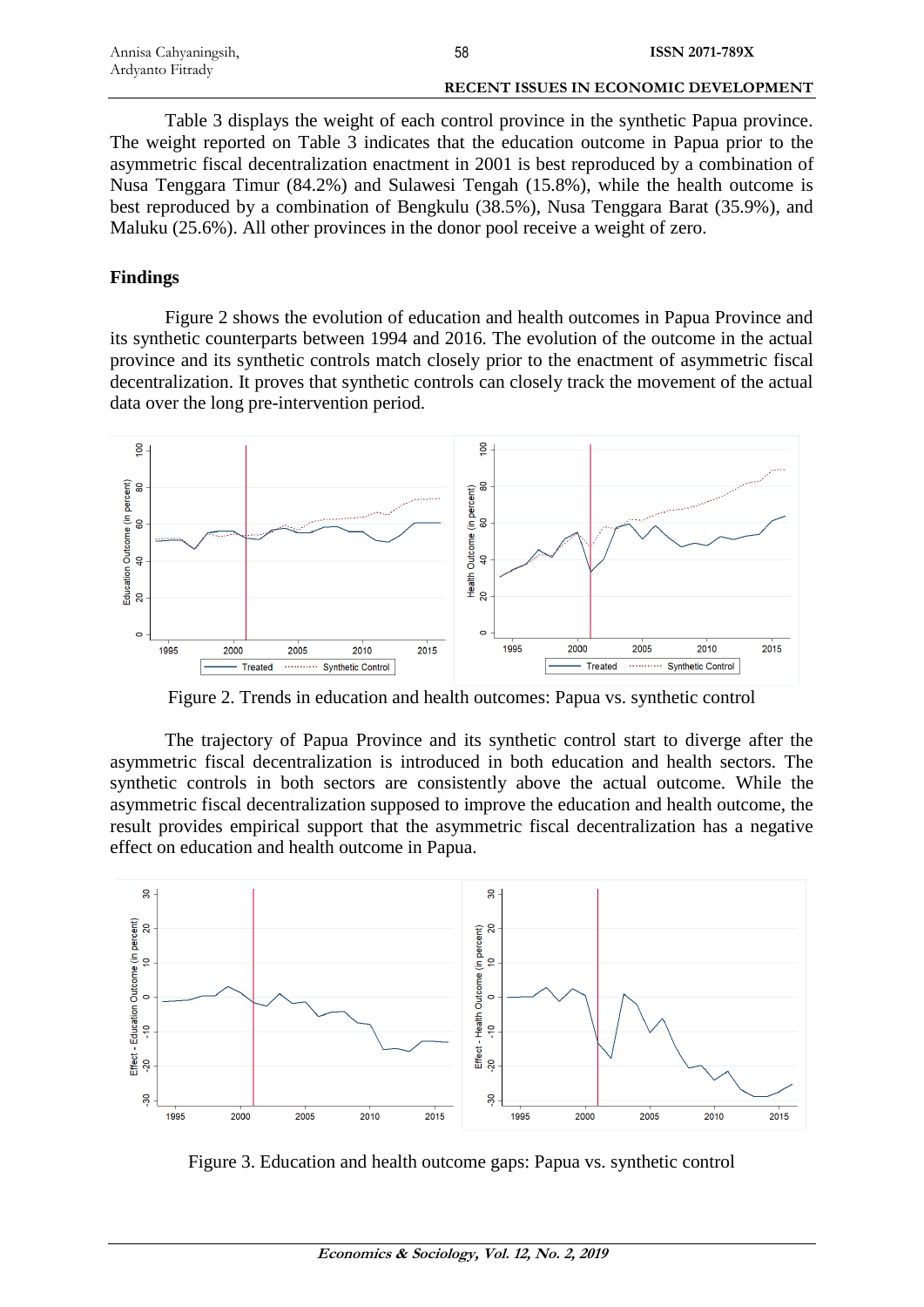Table 3 displays the weight of each control province in the synthetic Papua province. The weight reported on Table 3 indicates that the education outcome in Papua prior to the asymmetric fiscal decentralization enactment in 2001 is best reproduced by a combination of Nusa Tenggara Timur (84.2%) and Sulawesi Tengah (15.8%), while the health outcome is best reproduced by a combination of Bengkulu (38.5%), Nusa Tenggara Barat (35.9%), and Maluku (25.6%). All other provinces in the donor pool receive a weight of zero.

## Findings

Figure 2 shows the evolution of education and health outcomes in Papua Province and its synthetic counterparts between 1994 and 2016. The evolution of the outcome in the actual province and its synthetic controls match closely prior to the enactment of asymmetric fiscal decentralization. It proves that synthetic controls can closely track the movement of the actual data over the long pre-intervention period.

Figure 2. Trends in education and health outcomes: Papua vs. synthetic control

The trajectory of Papua Province and its synthetic control start to diverge after the asymmetric fiscal decentralization is introduced in both education and health sectors. The synthetic controls in both sectors are consistently above the actual outcome. While the asymmetric fiscal decentralization supposed to improve the education and health outcome, the result provides empirical support that the asymmetric fiscal decentralization has a negative effect on education and health outcome in Papua.

Figure 3. Education and health outcome gaps: Papua vs. synthetic control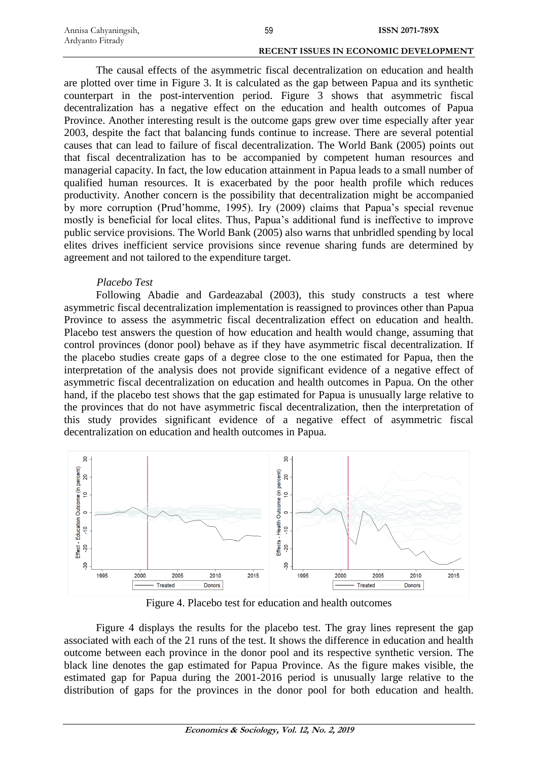The causal effects of the asymmetric fiscal decentralization on education and health are plotted over time in Figure 3. It is calculated as the gap between Papua and its synthetic counterpart in the post-intervention period. Figure 3 shows that asymmetric fiscal decentralization has a negative effect on the education and health outcomes of Papua Province. Another interesting result is the outcome gaps grew over time especially after year 2003, despite the fact that balancing funds continue to increase. There are several potential causes that can lead to failure of fiscal decentralization. The World Bank (2005) points out that fiscal decentralization has to be accompanied by competent human resources and managerial capacity. In fact, the low education attainment in Papua leads to a small number of qualified human resources. It is exacerbated by the poor health profile which reduces productivity. Another concern is the possibility that decentralization might be accompanied by more corruption (Prud'homme, 1995). Iry (2009) claims that Papua's special revenue mostly is beneficial for local elites. Thus, Papua's additional fund is ineffective to improve public service provisions. The World Bank (2005) also warns that unbridled spending by local elites drives inefficient service provisions since revenue sharing funds are determined by agreement and not tailored to the expenditure target.

*Placebo Test*

Following Abadie and Gardeazabal (2003), this study constructs a test where asymmetric fiscal decentralization implementation is reassigned to provinces other than Papua Province to assess the asymmetric fiscal decentralization effect on education and health. Placebo test answers the question of how education and health would change, assuming that control provinces (donor pool) behave as if they have asymmetric fiscal decentralization. If the placebo studies create gaps of a degree close to the one estimated for Papua, then the interpretation of the analysis does not provide significant evidence of a negative effect of asymmetric fiscal decentralization on education and health outcomes in Papua. On the other hand, if the placebo test shows that the gap estimated for Papua is unusually large relative to the provinces that do not have asymmetric fiscal decentralization, then the interpretation of this study provides significant evidence of a negative effect of asymmetric fiscal decentralization on education and health outcomes in Papua.

Figure 4. Placebo test for education and health outcomes

Figure 4 displays the results for the placebo test. The gray lines represent the gap associated with each of the 21 runs of the test. It shows the difference in education and health outcome between each province in the donor pool and its respective synthetic version. The black line denotes the gap estimated for Papua Province. As the figure makes visible, the estimated gap for Papua during the 2001-2016 period is unusually large relative to the distribution of gaps for the provinces in the donor pool for both education and health.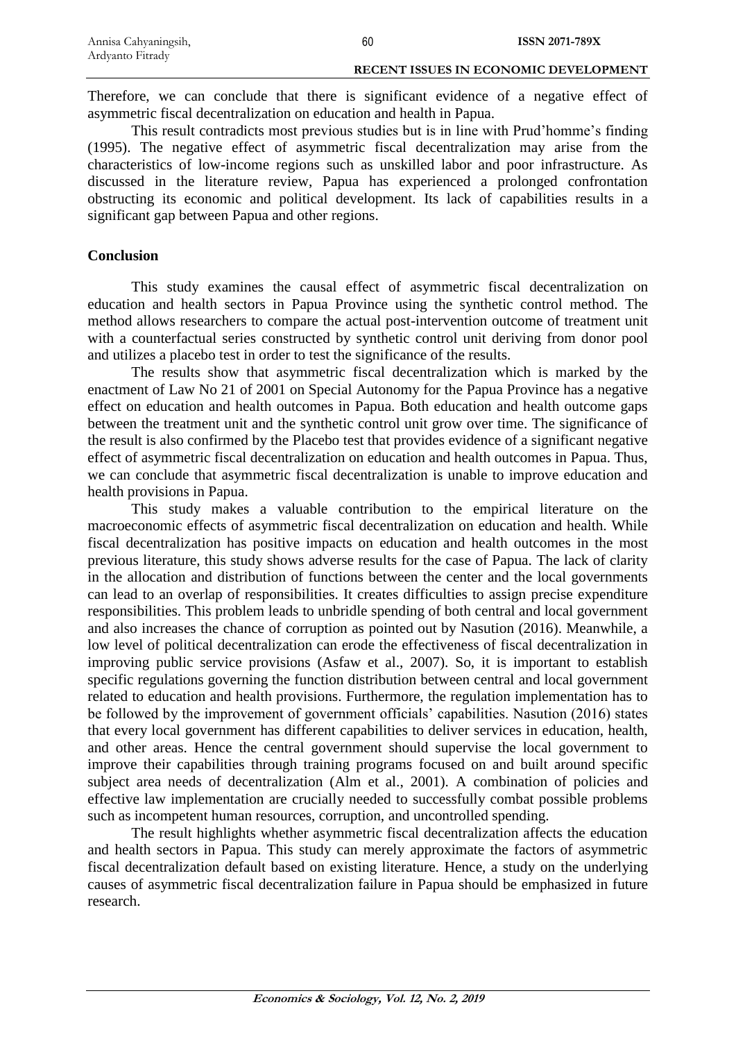Therefore, we can conclude that there is significant evidence of a negative effect of asymmetric fiscal decentralization on education and health in Papua.

This result contradicts most previous studies but is in line with Prud'homme's finding (1995). The negative effect of asymmetric fiscal decentralization may arise from the characteristics of low-income regions such as unskilled labor and poor infrastructure. As discussed in the literature review, Papua has experienced a prolonged confrontation obstructing its economic and political development. Its lack of capabilities results in a significant gap between Papua and other regions.

## Conclusion

This study examines the causal effect of asymmetric fiscal decentralization on education and health sectors in Papua Province using the synthetic control method. The method allows researchers to compare the actual post-intervention outcome of treatment unit with a counterfactual series constructed by synthetic control unit deriving from donor pool and utilizes a placebo test in order to test the significance of the results.

The results show that asymmetric fiscal decentralization which is marked by the enactment of Law No 21 of 2001 on Special Autonomy for the Papua Province has a negative effect on education and health outcomes in Papua. Both education and health outcome gaps between the treatment unit and the synthetic control unit grow over time. The significance of the result is also confirmed by the Placebo test that provides evidence of a significant negative effect of asymmetric fiscal decentralization on education and health outcomes in Papua. Thus, we can conclude that asymmetric fiscal decentralization is unable to improve education and health provisions in Papua.

This study makes a valuable contribution to the empirical literature on the macroeconomic effects of asymmetric fiscal decentralization on education and health. While fiscal decentralization has positive impacts on education and health outcomes in the most previous literature, this study shows adverse results for the case of Papua. The lack of clarity in the allocation and distribution of functions between the center and the local governments can lead to an overlap of responsibilities. It creates difficulties to assign precise expenditure responsibilities. This problem leads to unbridle spending of both central and local government and also increases the chance of corruption as pointed out by Nasution (2016). Meanwhile, a low level of political decentralization can erode the effectiveness of fiscal decentralization in improving public service provisions (Asfaw et al., 2007). So, it is important to establish specific regulations governing the function distribution between central and local government related to education and health provisions. Furthermore, the regulation implementation has to be followed by the improvement of government officials' capabilities. Nasution (2016) states that every local government has different capabilities to deliver services in education, health, and other areas. Hence the central government should supervise the local government to improve their capabilities through training programs focused on and built around specific subject area needs of decentralization (Alm et al., 2001). A combination of policies and effective law implementation are crucially needed to successfully combat possible problems such as incompetent human resources, corruption, and uncontrolled spending.

The result highlights whether asymmetric fiscal decentralization affects the education and health sectors in Papua. This study can merely approximate the factors of asymmetric fiscal decentralization default based on existing literature. Hence, a study on the underlying causes of asymmetric fiscal decentralization failure in Papua should be emphasized in future research.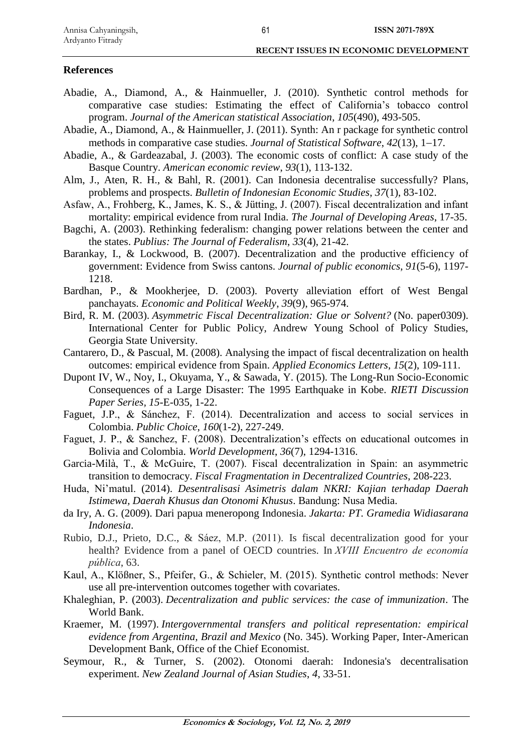## References

Abadie, A., Diamond, A., & Hainmueller, J. (2010). Synthetic control methods for comparative case studies: Estimating the effect of California's tobacco control program. *Journal of the American statistical Association*, *105*(490), 493-505.

Abadie, A., Diamond, A., & Hainmueller, J. (2011). Synth: An r package for synthetic control methods in comparative case studies. *Journal of Statistical Software*, *42*(13), 1–17.

Abadie, A., & Gardeazabal, J. (2003). The economic costs of conflict: A case study of the Basque Country. *American economic review*, *93*(1), 113-132.

Alm, J., Aten, R. H., & Bahl, R. (2001). Can Indonesia decentralise successfully? Plans, problems and prospects. *Bulletin of Indonesian Economic Studies*, *37*(1), 83-102.

Asfaw, A., Frohberg, K., James, K. S., & Jütting, J. (2007). Fiscal decentralization and infant mortality: empirical evidence from rural India. *The Journal of Developing Areas*, 17-35.

Bagchi, A. (2003). Rethinking federalism: changing power relations between the center and the states. *Publius: The Journal of Federalism*, *33*(4), 21-42.

Barankay, I., & Lockwood, B. (2007). Decentralization and the productive efficiency of government: Evidence from Swiss cantons. *Journal of public economics*, *91*(5-6), 1197-1218.

Bardhan, P., & Mookherjee, D. (2003). Poverty alleviation effort of West Bengal panchayats. *Economic and Political Weekly*, *39*(9), 965-974.

Bird, R. M. (2003). *Asymmetric Fiscal Decentralization: Glue or Solvent?* (No. paper0309). International Center for Public Policy, Andrew Young School of Policy Studies, Georgia State University.

Cantarero, D., & Pascual, M. (2008). Analysing the impact of fiscal decentralization on health outcomes: empirical evidence from Spain. *Applied Economics Letters*, *15*(2), 109-111.

Dupont IV, W., Noy, I., Okuyama, Y., & Sawada, Y. (2015). The Long-Run Socio-Economic Consequences of a Large Disaster: The 1995 Earthquake in Kobe. *RIETI Discussion Paper Series*, *15*-E-035, 1-22.

Faguet, J.P., & Sánchez, F. (2014). Decentralization and access to social services in Colombia. *Public Choice*, *160*(1-2), 227-249.

Faguet, J. P., & Sanchez, F. (2008). Decentralization's effects on educational outcomes in Bolivia and Colombia. *World Development*, *36*(7), 1294-1316.

Garcia-Milà, T., & McGuire, T. (2007). Fiscal decentralization in Spain: an asymmetric transition to democracy. *Fiscal Fragmentation in Decentralized Countries*, 208-223.

Huda, Ni'matul. (2014). *Desentralisasi Asimetris dalam NKRI: Kajian terhadap Daerah Istimewa, Daerah Khusus dan Otonomi Khusus*. Bandung: Nusa Media.

da Iry, A. G. (2009). Dari papua meneropong Indonesia. *Jakarta: PT. Gramedia Widiasarana Indonesia*.

Rubio, D.J., Prieto, D.C., & Sáez, M.P. (2011). Is fiscal decentralization good for your health? Evidence from a panel of OECD countries. In *XVIII Encuentro de economía pública*, 63.

Kaul, A., Klößner, S., Pfeifer, G., & Schieler, M. (2015). Synthetic control methods: Never use all pre-intervention outcomes together with covariates.

Khaleghian, P. (2003). *Decentralization and public services: the case of immunization*. The World Bank.

Kraemer, M. (1997). *Intergovernmental transfers and political representation: empirical evidence from Argentina, Brazil and Mexico* (No. 345). Working Paper, Inter-American Development Bank, Office of the Chief Economist.

Seymour, R., & Turner, S. (2002). Otonomi daerah: Indonesia's decentralisation experiment. *New Zealand Journal of Asian Studies*, *4*, 33-51.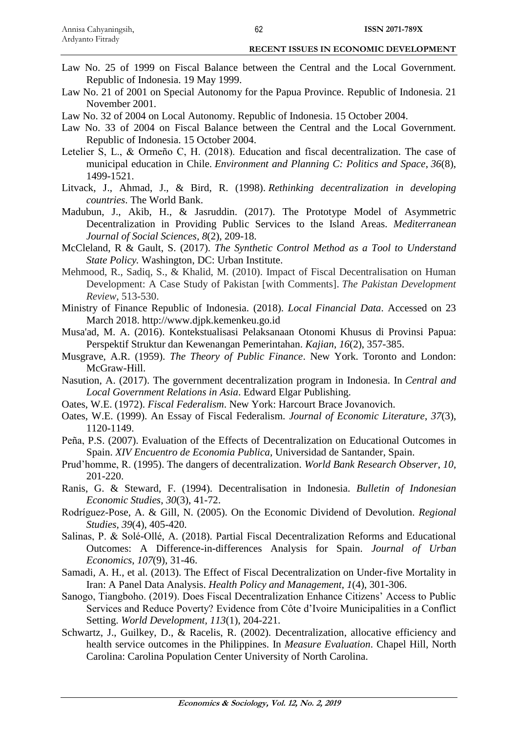Law No. 25 of 1999 on Fiscal Balance between the Central and the Local Government. Republic of Indonesia. 19 May 1999.

Law No. 21 of 2001 on Special Autonomy for the Papua Province. Republic of Indonesia. 21 November 2001.

Law No. 32 of 2004 on Local Autonomy. Republic of Indonesia. 15 October 2004.

Law No. 33 of 2004 on Fiscal Balance between the Central and the Local Government. Republic of Indonesia. 15 October 2004.

Letelier S, L., & Ormeño C, H. (2018). Education and fiscal decentralization. The case of municipal education in Chile. *Environment and Planning C: Politics and Space*, *36*(8), 1499-1521.

Litvack, J., Ahmad, J., & Bird, R. (1998). *Rethinking decentralization in developing countries*. The World Bank.

Madubun, J., Akib, H., & Jasruddin. (2017). The Prototype Model of Asymmetric Decentralization in Providing Public Services to the Island Areas. *Mediterranean Journal of Social Sciences*, *8*(2), 209-18.

McCleland, R & Gault, S. (2017). *The Synthetic Control Method as a Tool to Understand State Policy.* Washington, DC: Urban Institute.

Mehmood, R., Sadiq, S., & Khalid, M. (2010). Impact of Fiscal Decentralisation on Human Development: A Case Study of Pakistan [with Comments]. *The Pakistan Development Review*, 513-530.

Ministry of Finance Republic of Indonesia. (2018). *Local Financial Data*. Accessed on 23 March 2018. http://www.djpk.kemenkeu.go.id

Musa'ad, M. A. (2016). Kontekstualisasi Pelaksanaan Otonomi Khusus di Provinsi Papua: Perspektif Struktur dan Kewenangan Pemerintahan. *Kajian*, *16*(2), 357-385.

Musgrave, A.R. (1959). *The Theory of Public Finance*. New York. Toronto and London: McGraw-Hill.

Nasution, A. (2017). The government decentralization program in Indonesia. In *Central and Local Government Relations in Asia*. Edward Elgar Publishing.

Oates, W.E. (1972). *Fiscal Federalism*. New York: Harcourt Brace Jovanovich.

Oates, W.E. (1999). An Essay of Fiscal Federalism. *Journal of Economic Literature*, *37*(3), 1120-1149.

Peña, P.S. (2007). Evaluation of the Effects of Decentralization on Educational Outcomes in Spain. *XIV Encuentro de Economia Publica,* Universidad de Santander, Spain.

Prud'homme, R. (1995). The dangers of decentralization. *World Bank Research Observer*, *10*, 201-220.

Ranis, G. & Steward, F. (1994). Decentralisation in Indonesia. *Bulletin of Indonesian Economic Studies*, *30*(3), 41-72.

Rodríguez-Pose, A. & Gill, N. (2005). On the Economic Dividend of Devolution. *Regional Studies*, *39*(4), 405-420.

Salinas, P. & Solé-Ollé, A. (2018). Partial Fiscal Decentralization Reforms and Educational Outcomes: A Difference-in-differences Analysis for Spain. *Journal of Urban Economics*, *107*(9), 31-46.

Samadi, A. H., et al. (2013). The Effect of Fiscal Decentralization on Under-five Mortality in Iran: A Panel Data Analysis. *Health Policy and Management*, *1*(4), 301-306.

Sanogo, Tiangboho. (2019). Does Fiscal Decentralization Enhance Citizens' Access to Public Services and Reduce Poverty? Evidence from Côte d'Ivoire Municipalities in a Conflict Setting. *World Development*, *113*(1), 204-221.

Schwartz, J., Guilkey, D., & Racelis, R. (2002). Decentralization, allocative efficiency and health service outcomes in the Philippines. In *Measure Evaluation*. Chapel Hill, North Carolina: Carolina Population Center University of North Carolina.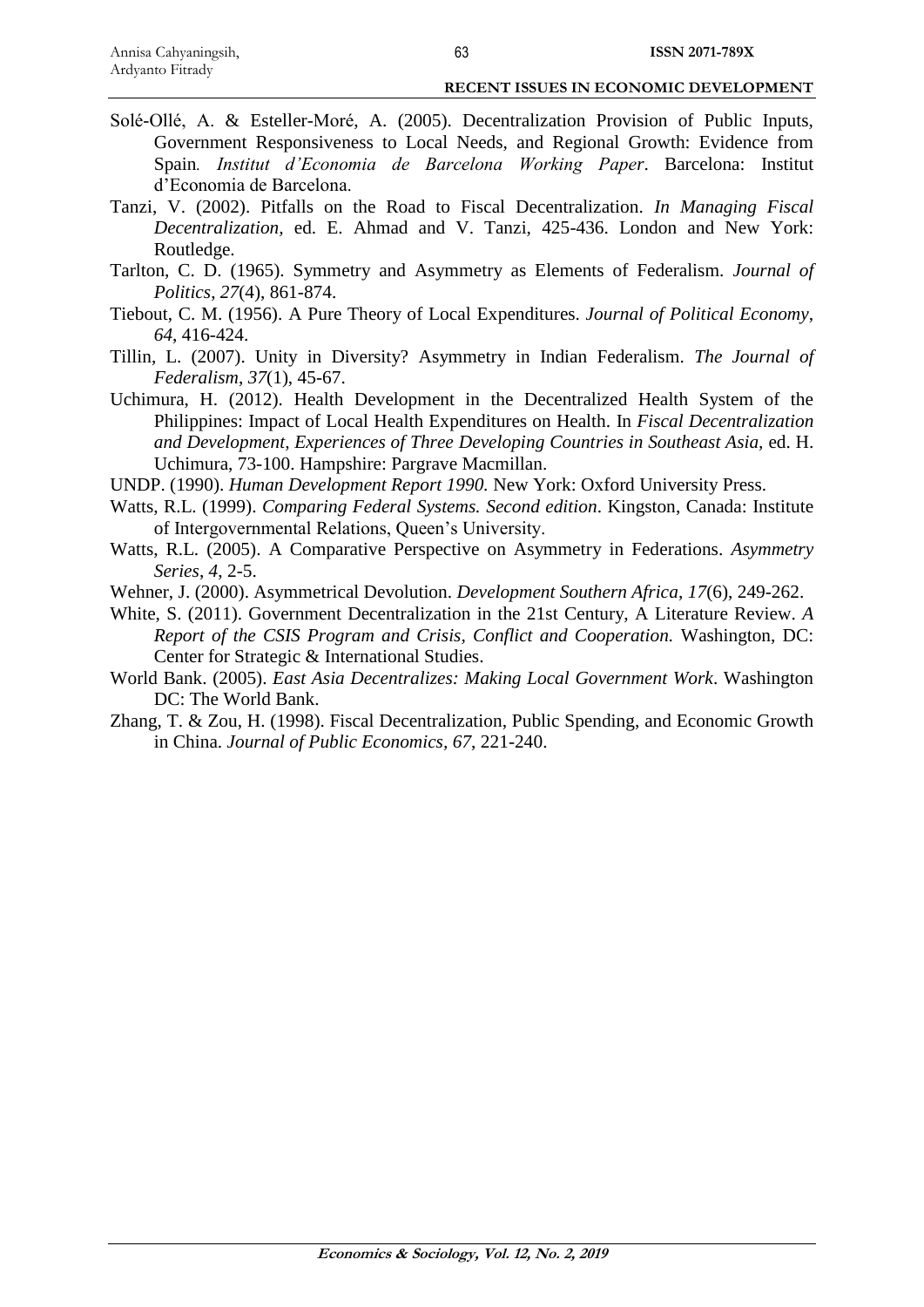Solé-Ollé, A. & Esteller-Moré, A. (2005). Decentralization Provision of Public Inputs, Government Responsiveness to Local Needs, and Regional Growth: Evidence from Spain. *Institut d'Economia de Barcelona Working Paper*. Barcelona: Institut d'Economia de Barcelona.

Tanzi, V. (2002). Pitfalls on the Road to Fiscal Decentralization. *In Managing Fiscal Decentralization*, ed. E. Ahmad and V. Tanzi, 425-436. London and New York: Routledge.

Tarlton, C. D. (1965). Symmetry and Asymmetry as Elements of Federalism. *Journal of Politics*, *27*(4), 861-874.

Tiebout, C. M. (1956). A Pure Theory of Local Expenditures. *Journal of Political Economy*, *64*, 416-424.

Tillin, L. (2007). Unity in Diversity? Asymmetry in Indian Federalism. *The Journal of Federalism*, *37*(1), 45-67.

Uchimura, H. (2012). Health Development in the Decentralized Health System of the Philippines: Impact of Local Health Expenditures on Health. In *Fiscal Decentralization and Development, Experiences of Three Developing Countries in Southeast Asia*, ed. H. Uchimura, 73-100. Hampshire: Pargrave Macmillan.

UNDP. (1990). *Human Development Report 1990*. New York: Oxford University Press.

Watts, R.L. (1999). *Comparing Federal Systems. Second edition*. Kingston, Canada: Institute of Intergovernmental Relations, Queen's University.

Watts, R.L. (2005). A Comparative Perspective on Asymmetry in Federations. *Asymmetry Series*, *4*, 2-5.

Wehner, J. (2000). Asymmetrical Devolution. *Development Southern Africa*, *17*(6), 249-262.

White, S. (2011). Government Decentralization in the 21st Century, A Literature Review. *A Report of the CSIS Program and Crisis, Conflict and Cooperation.* Washington, DC: Center for Strategic & International Studies.

World Bank. (2005). *East Asia Decentralizes: Making Local Government Work*. Washington DC: The World Bank.

Zhang, T. & Zou, H. (1998). Fiscal Decentralization, Public Spending, and Economic Growth in China. *Journal of Public Economics, 67*, 221-240.